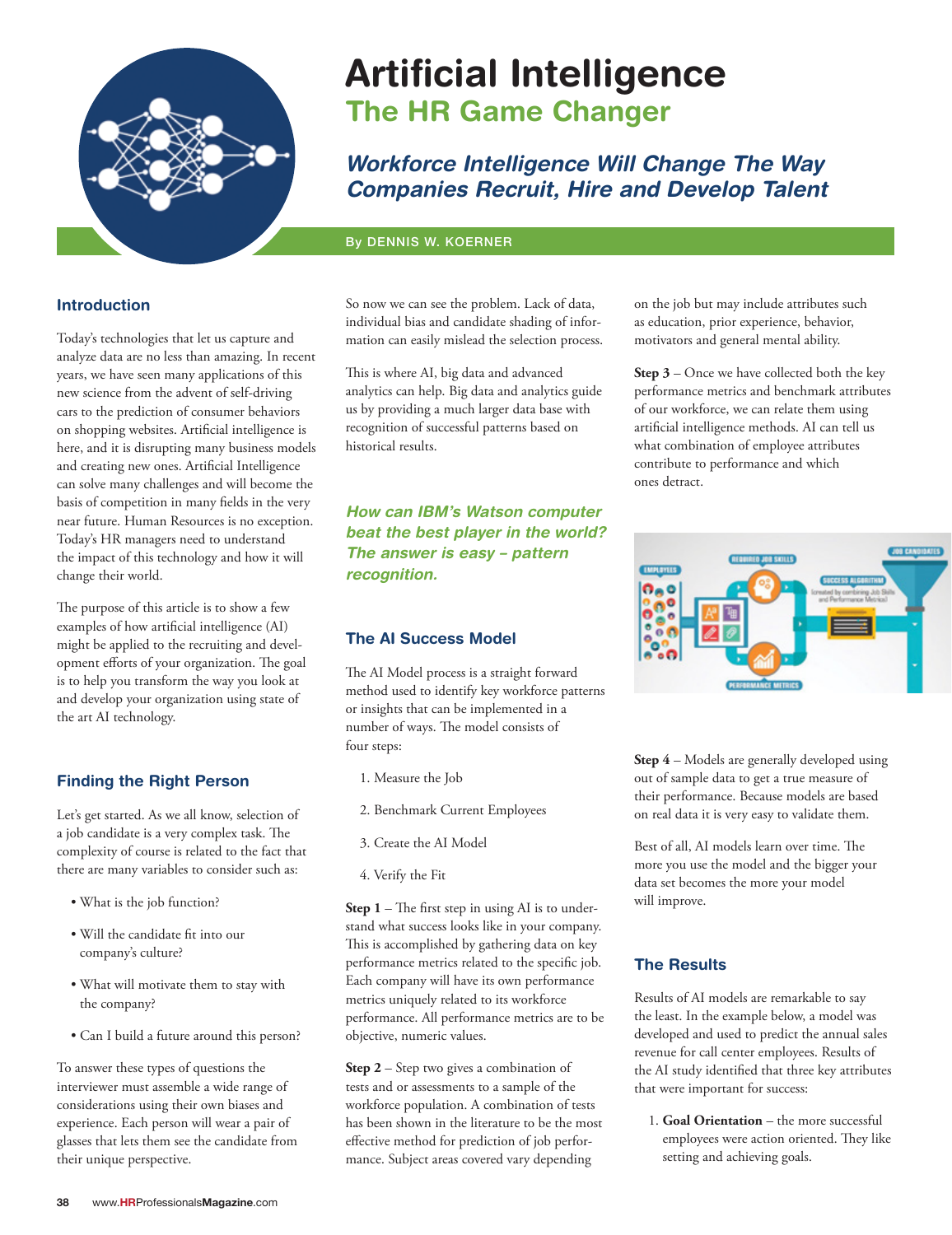# Artificial Intelligence

## The HR Game Changer

### *Workforce Intelligence Will Change The Way Companies Recruit, Hire and Develop Talent*

By DENNIS W. KOERNER

### Introduction

Today's technologies that let us capture and analyze data are no less than amazing. In recent years, we have seen many applications of this new science from the advent of self-driving cars to the prediction of consumer behaviors on shopping websites. Artificial intelligence is here, and it is disrupting many business models and creating new ones. Artificial Intelligence can solve many challenges and will become the basis of competition in many fields in the very near future. Human Resources is no exception. Today's HR managers need to understand the impact of this technology and how it will change their world.

The purpose of this article is to show a few examples of how artificial intelligence (AI) might be applied to the recruiting and development efforts of your organization. The goal is to help you transform the way you look at and develop your organization using state of the art AI technology.

### Finding the Right Person

Let's get started. As we all know, selection of a job candidate is a very complex task. The complexity of course is related to the fact that there are many variables to consider such as:

- What is the job function?
- Will the candidate fit into our company's culture?
- What will motivate them to stay with the company?
- Can I build a future around this person?

To answer these types of questions the interviewer must assemble a wide range of considerations using their own biases and experience. Each person will wear a pair of glasses that lets them see the candidate from their unique perspective.

So now we can see the problem. Lack of data, individual bias and candidate shading of information can easily mislead the selection process.

This is where AI, big data and advanced analytics can help. Big data and analytics guide us by providing a much larger data base with recognition of successful patterns based on historical results.

***How can IBM's Watson computer beat the best player in the world? The answer is easy – pattern recognition.***

### The AI Success Model

The AI Model process is a straight forward method used to identify key workforce patterns or insights that can be implemented in a number of ways. The model consists of four steps:

1. Measure the Job
2. Benchmark Current Employees
3. Create the AI Model
4. Verify the Fit

**Step 1** – The first step in using AI is to understand what success looks like in your company. This is accomplished by gathering data on key performance metrics related to the specific job. Each company will have its own performance metrics uniquely related to its workforce performance. All performance metrics are to be objective, numeric values.

**Step 2** – Step two gives a combination of tests and or assessments to a sample of the workforce population. A combination of tests has been shown in the literature to be the most effective method for prediction of job performance. Subject areas covered vary depending on the job but may include attributes such as education, prior experience, behavior, motivators and general mental ability.

**Step 3** – Once we have collected both the key performance metrics and benchmark attributes of our workforce, we can relate them using artificial intelligence methods. AI can tell us what combination of employee attributes contribute to performance and which ones detract.

**Step 4** – Models are generally developed using out of sample data to get a true measure of their performance. Because models are based on real data it is very easy to validate them.

Best of all, AI models learn over time. The more you use the model and the bigger your data set becomes the more your model will improve.

### The Results

Results of AI models are remarkable to say the least. In the example below, a model was developed and used to predict the annual sales revenue for call center employees. Results of the AI study identified that three key attributes that were important for success:

1. **Goal Orientation** – the more successful employees were action oriented. They like setting and achieving goals.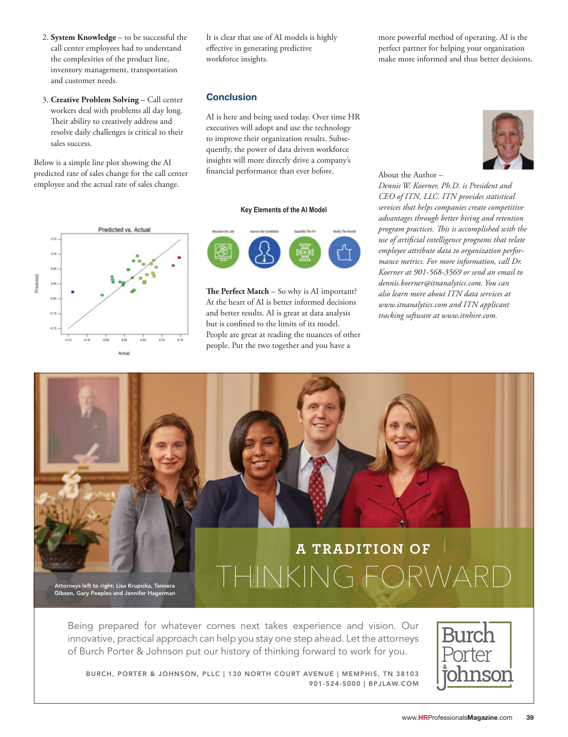2. **System Knowledge** – to be successful the call center employees had to understand the complexities of the product line, inventory management, transportation and customer needs.

3. **Creative Problem Solving** – Call center workers deal with problems all day long. Their ability to creatively address and resolve daily challenges is critical to their sales success.

Below is a simple line plot showing the AI predicted rate of sales change for the call center employee and the actual rate of sales change.

Predicted vs. Actual

Predicted

Actual

It is clear that use of AI models is highly effective in generating predictive workforce insights.

## Conclusion

AI is here and being used today. Over time HR executives will adopt and use the technology to improve their organization results. Subsequently, the power of data driven workforce insights will more directly drive a company's financial performance than ever before.

Key Elements of the AI Model

Measure the Job | Assess the Candidate | Quantify The Fit | Verify The Result

**The Perfect Match** – So why is AI important? At the heart of AI is better informed decisions and better results. AI is great at data analysis but is confined to the limits of its model. People are great at reading the nuances of other people. Put the two together and you have a more powerful method of operating. AI is the perfect partner for helping your organization make more informed and thus better decisions.

About the Author –
*Dennis W. Koerner, Ph.D. is President and CEO of ITN, LLC. ITN provides statistical services that helps companies create competitive advantages through better hiring and retention program practices. This is accomplished with the use of artificial intelligence programs that relate employee attribute data to organization performance metrics. For more information, call Dr. Koerner at 901-568-3569 or send an email to dennis.koerner@itnanalytics.com. You can also learn more about ITN data services at www.itnanalytics.com and ITN applicant tracking software at www.itnhire.com.*

Attorneys left to right: Lisa Krupicka, Tannera Gibson, Gary Peeples and Jennifer Hagerman

A TRADITION OF
THINKING FORWARD

Being prepared for whatever comes next takes experience and vision. Our innovative, practical approach can help you stay one step ahead. Let the attorneys of Burch Porter & Johnson put our history of thinking forward to work for you.

BURCH, PORTER & JOHNSON, PLLC | 130 NORTH COURT AVENUE | MEMPHIS, TN 38103
901-524-5000 | BPJLAW.COM

Burch Porter & Johnson